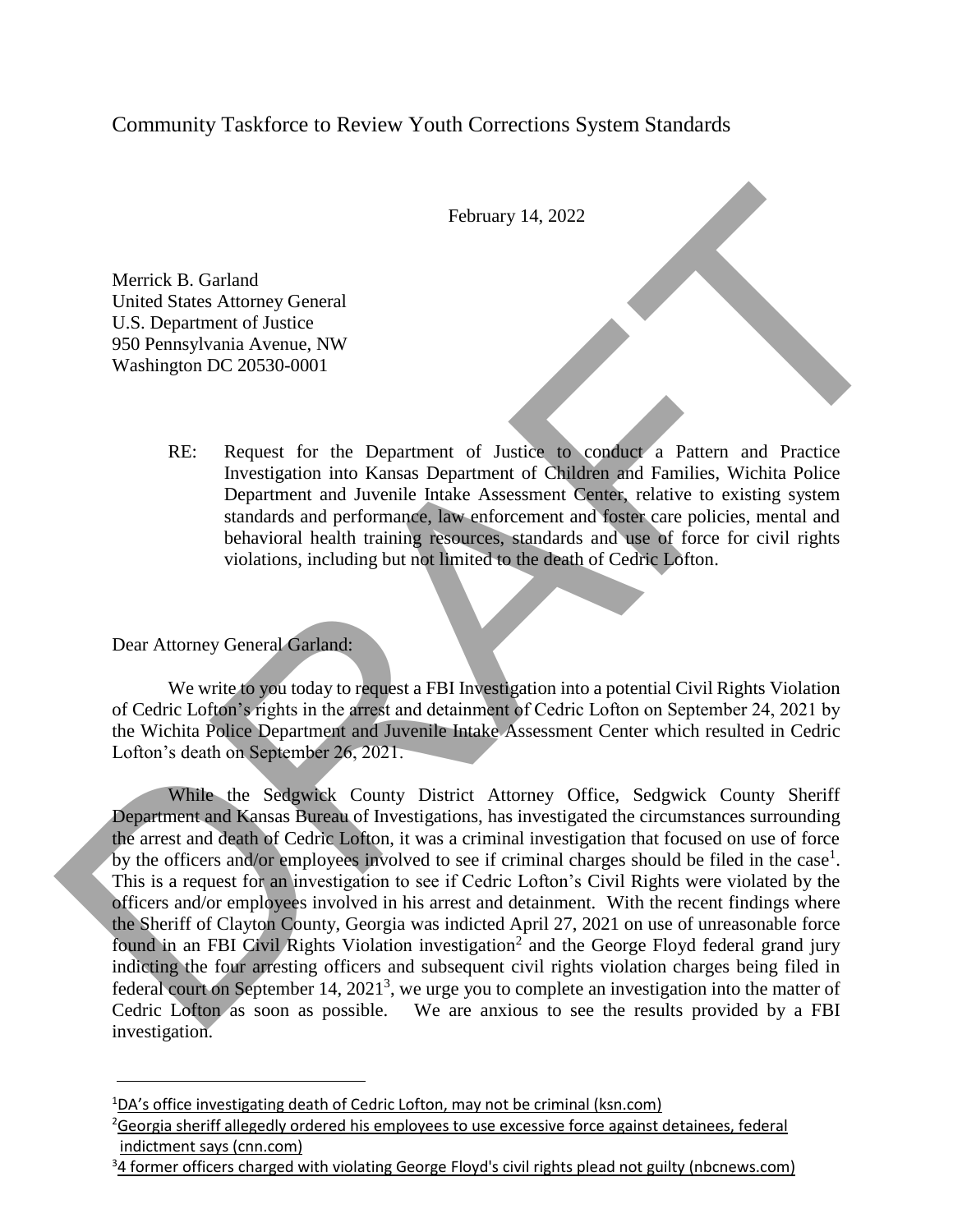# Community Taskforce to Review Youth Corrections System Standards

February 14, 2022

Merrick B. Garland
United States Attorney General
U.S. Department of Justice
950 Pennsylvania Avenue, NW
Washington DC 20530-0001

RE: Request for the Department of Justice to conduct a Pattern and Practice Investigation into Kansas Department of Children and Families, Wichita Police Department and Juvenile Intake Assessment Center, relative to existing system standards and performance, law enforcement and foster care policies, mental and behavioral health training resources, standards and use of force for civil rights violations, including but not limited to the death of Cedric Lofton.

Dear Attorney General Garland:

We write to you today to request a FBI Investigation into a potential Civil Rights Violation of Cedric Lofton's rights in the arrest and detainment of Cedric Lofton on September 24, 2021 by the Wichita Police Department and Juvenile Intake Assessment Center which resulted in Cedric Lofton's death on September 26, 2021.

While the Sedgwick County District Attorney Office, Sedgwick County Sheriff Department and Kansas Bureau of Investigations, has investigated the circumstances surrounding the arrest and death of Cedric Lofton, it was a criminal investigation that focused on use of force by the officers and/or employees involved to see if criminal charges should be filed in the case[1]. This is a request for an investigation to see if Cedric Lofton's Civil Rights were violated by the officers and/or employees involved in his arrest and detainment. With the recent findings where the Sheriff of Clayton County, Georgia was indicted April 27, 2021 on use of unreasonable force found in an FBI Civil Rights Violation investigation[2] and the George Floyd federal grand jury indicting the four arresting officers and subsequent civil rights violation charges being filed in federal court on September 14, 2021[3], we urge you to complete an investigation into the matter of Cedric Lofton as soon as possible. We are anxious to see the results provided by a FBI investigation.

---

[1] DA's office investigating death of Cedric Lofton, may not be criminal (ksn.com)

[2] Georgia sheriff allegedly ordered his employees to use excessive force against detainees, federal indictment says (cnn.com)

[3] 4 former officers charged with violating George Floyd's civil rights plead not guilty (nbcnews.com)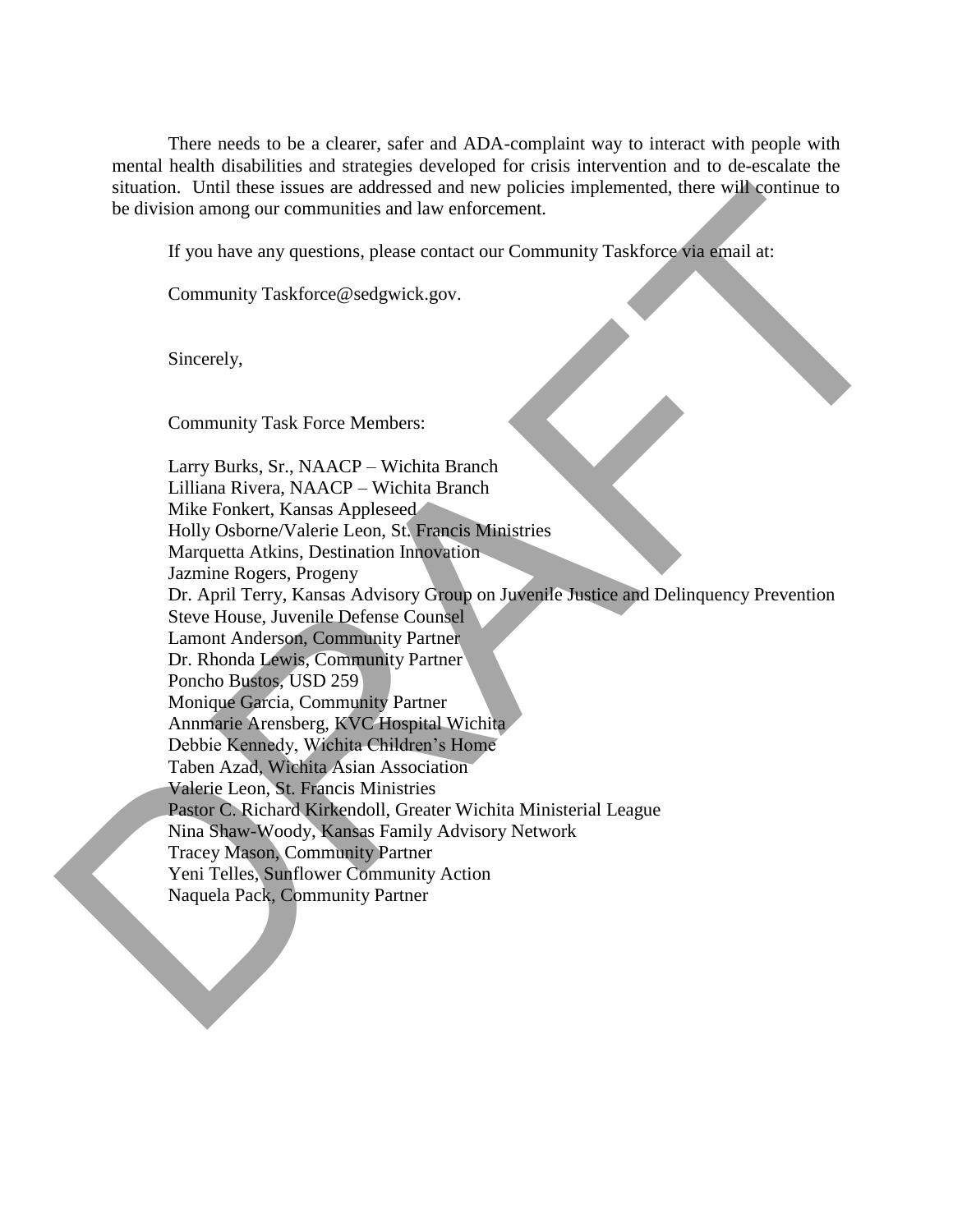There needs to be a clearer, safer and ADA-complaint way to interact with people with mental health disabilities and strategies developed for crisis intervention and to de-escalate the situation. Until these issues are addressed and new policies implemented, there will continue to be division among our communities and law enforcement.

If you have any questions, please contact our Community Taskforce via email at:

Community Taskforce@sedgwick.gov.

Sincerely,

Community Task Force Members:

Larry Burks, Sr., NAACP – Wichita Branch  
Lilliana Rivera, NAACP – Wichita Branch  
Mike Fonkert, Kansas Appleseed  
Holly Osborne/Valerie Leon, St. Francis Ministries  
Marquetta Atkins, Destination Innovation  
Jazmine Rogers, Progeny  
Dr. April Terry, Kansas Advisory Group on Juvenile Justice and Delinquency Prevention  
Steve House, Juvenile Defense Counsel  
Lamont Anderson, Community Partner  
Dr. Rhonda Lewis, Community Partner  
Poncho Bustos, USD 259  
Monique Garcia, Community Partner  
Annmarie Arensberg, KVC Hospital Wichita  
Debbie Kennedy, Wichita Children's Home  
Taben Azad, Wichita Asian Association  
Valerie Leon, St. Francis Ministries  
Pastor C. Richard Kirkendoll, Greater Wichita Ministerial League  
Nina Shaw-Woody, Kansas Family Advisory Network  
Tracey Mason, Community Partner  
Yeni Telles, Sunflower Community Action  
Naquela Pack, Community Partner